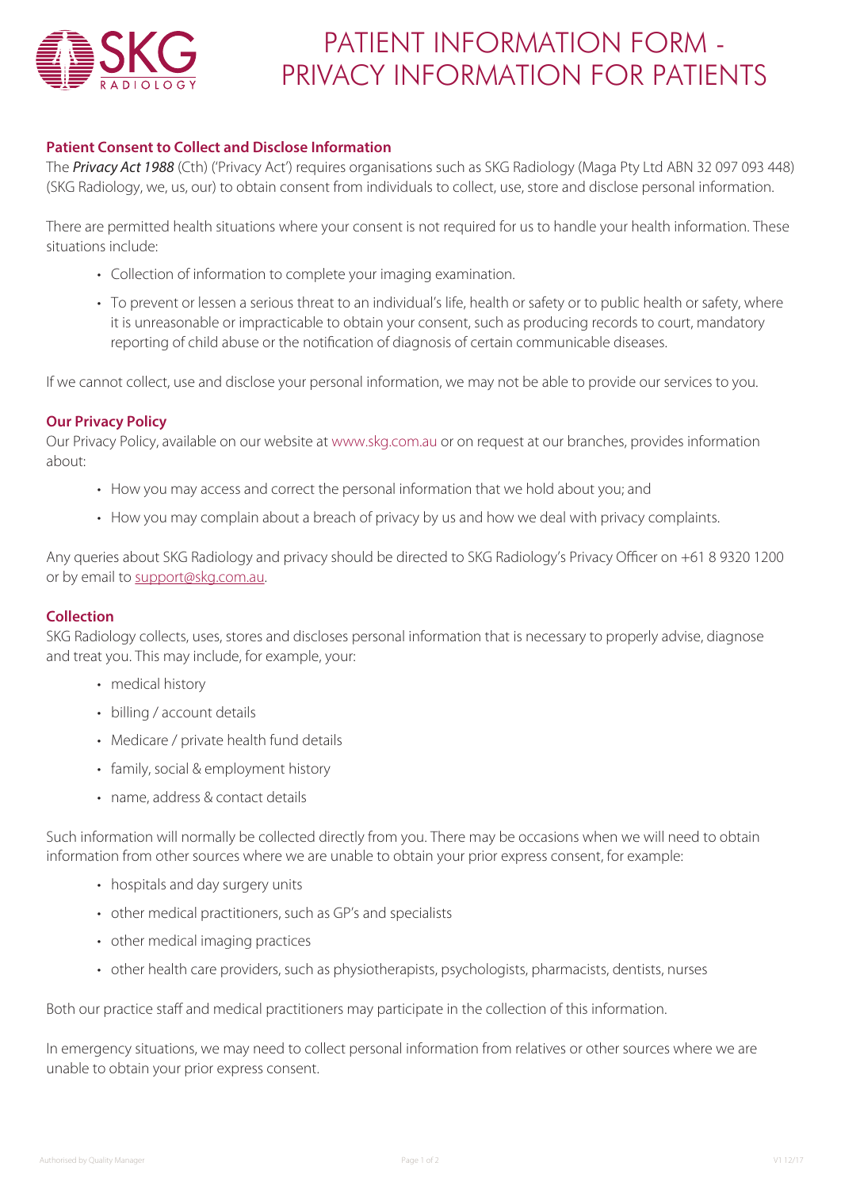# PATIENT INFORMATION FORM - PRIVACY INFORMATION FOR PATIENTS

## Patient Consent to Collect and Disclose Information

The *Privacy Act 1988* (Cth) ('Privacy Act') requires organisations such as SKG Radiology (Maga Pty Ltd ABN 32 097 093 448) (SKG Radiology, we, us, our) to obtain consent from individuals to collect, use, store and disclose personal information.

There are permitted health situations where your consent is not required for us to handle your health information. These situations include:

- Collection of information to complete your imaging examination.
- To prevent or lessen a serious threat to an individual's life, health or safety or to public health or safety, where it is unreasonable or impracticable to obtain your consent, such as producing records to court, mandatory reporting of child abuse or the notification of diagnosis of certain communicable diseases.

If we cannot collect, use and disclose your personal information, we may not be able to provide our services to you.

## Our Privacy Policy

Our Privacy Policy, available on our website at www.skg.com.au or on request at our branches, provides information about:

- How you may access and correct the personal information that we hold about you; and
- How you may complain about a breach of privacy by us and how we deal with privacy complaints.

Any queries about SKG Radiology and privacy should be directed to SKG Radiology's Privacy Officer on +61 8 9320 1200 or by email to support@skg.com.au.

## Collection

SKG Radiology collects, uses, stores and discloses personal information that is necessary to properly advise, diagnose and treat you. This may include, for example, your:

- medical history
- billing / account details
- Medicare / private health fund details
- family, social & employment history
- name, address & contact details

Such information will normally be collected directly from you. There may be occasions when we will need to obtain information from other sources where we are unable to obtain your prior express consent, for example:

- hospitals and day surgery units
- other medical practitioners, such as GP's and specialists
- other medical imaging practices
- other health care providers, such as physiotherapists, psychologists, pharmacists, dentists, nurses

Both our practice staff and medical practitioners may participate in the collection of this information.

In emergency situations, we may need to collect personal information from relatives or other sources where we are unable to obtain your prior express consent.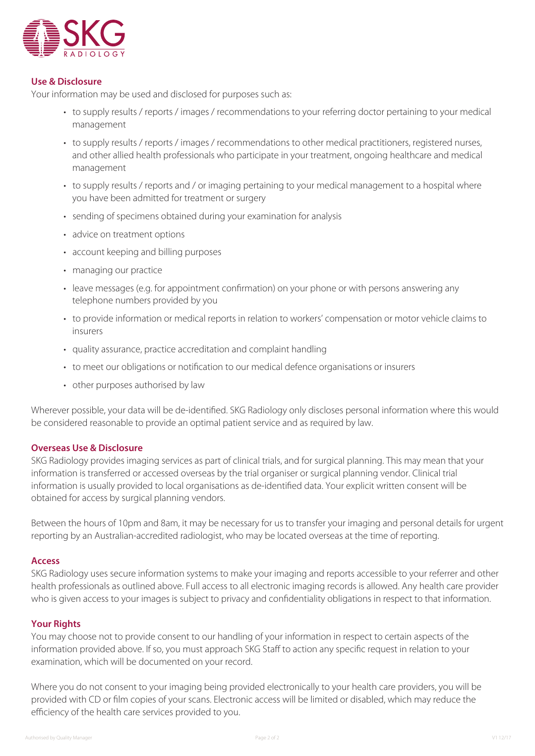## Use & Disclosure

Your information may be used and disclosed for purposes such as:

- to supply results / reports / images / recommendations to your referring doctor pertaining to your medical management
- to supply results / reports / images / recommendations to other medical practitioners, registered nurses, and other allied health professionals who participate in your treatment, ongoing healthcare and medical management
- to supply results / reports and / or imaging pertaining to your medical management to a hospital where you have been admitted for treatment or surgery
- sending of specimens obtained during your examination for analysis
- advice on treatment options
- account keeping and billing purposes
- managing our practice
- leave messages (e.g. for appointment confirmation) on your phone or with persons answering any telephone numbers provided by you
- to provide information or medical reports in relation to workers' compensation or motor vehicle claims to insurers
- quality assurance, practice accreditation and complaint handling
- to meet our obligations or notification to our medical defence organisations or insurers
- other purposes authorised by law

Wherever possible, your data will be de-identified. SKG Radiology only discloses personal information where this would be considered reasonable to provide an optimal patient service and as required by law.

## Overseas Use & Disclosure

SKG Radiology provides imaging services as part of clinical trials, and for surgical planning. This may mean that your information is transferred or accessed overseas by the trial organiser or surgical planning vendor. Clinical trial information is usually provided to local organisations as de-identified data. Your explicit written consent will be obtained for access by surgical planning vendors.

Between the hours of 10pm and 8am, it may be necessary for us to transfer your imaging and personal details for urgent reporting by an Australian-accredited radiologist, who may be located overseas at the time of reporting.

## Access

SKG Radiology uses secure information systems to make your imaging and reports accessible to your referrer and other health professionals as outlined above. Full access to all electronic imaging records is allowed. Any health care provider who is given access to your images is subject to privacy and confidentiality obligations in respect to that information.

## Your Rights

You may choose not to provide consent to our handling of your information in respect to certain aspects of the information provided above. If so, you must approach SKG Staff to action any specific request in relation to your examination, which will be documented on your record.

Where you do not consent to your imaging being provided electronically to your health care providers, you will be provided with CD or film copies of your scans. Electronic access will be limited or disabled, which may reduce the efficiency of the health care services provided to you.